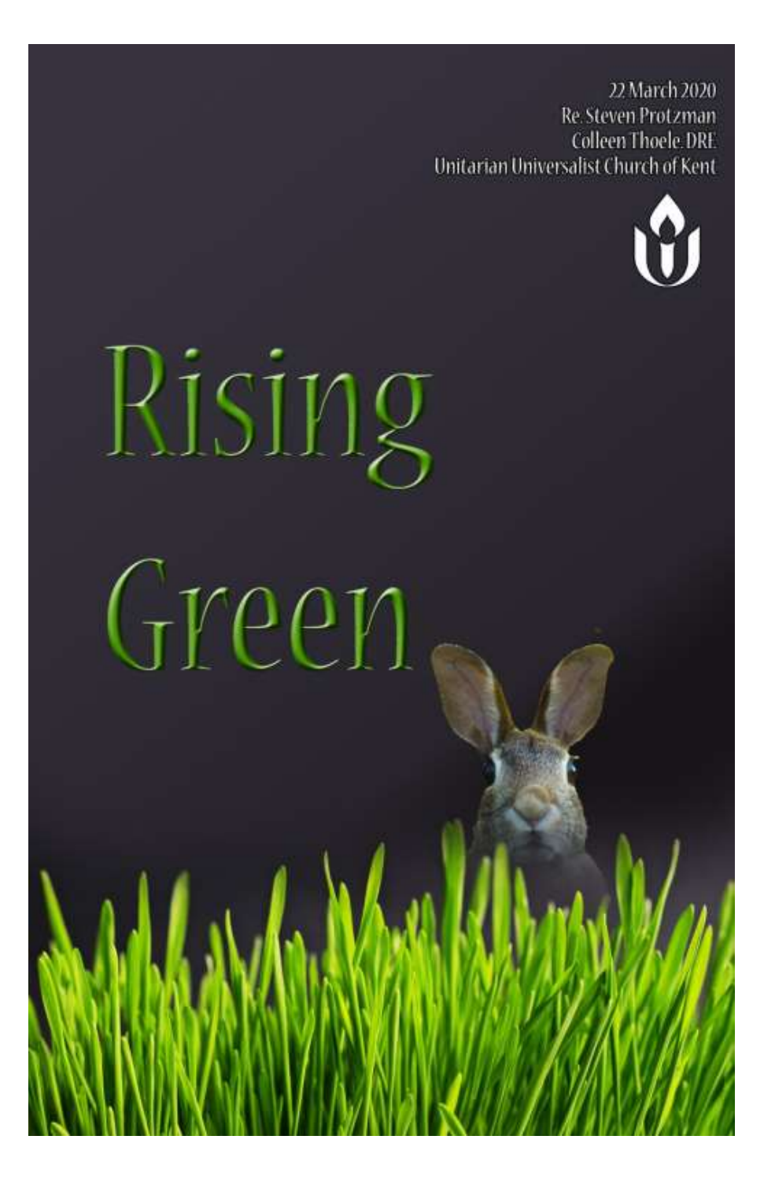22 March 2020
Re. Steven Protzman
Colleen Thoele, DRE
Unitarian Universalist Church of Kent

# Rising Green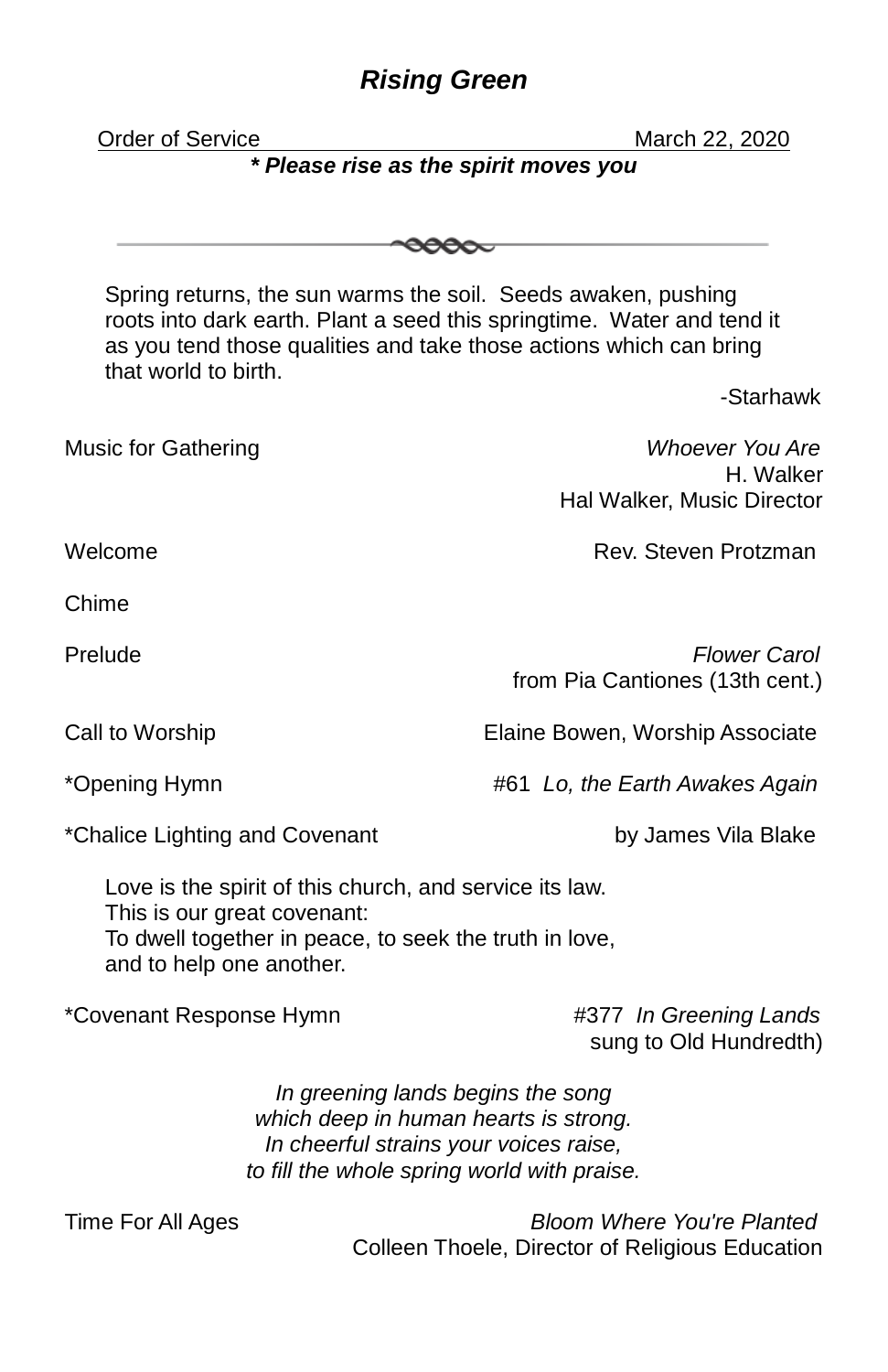# *Rising Green*

Order of Service March 22, 2020

***\* Please rise as the spirit moves you***

---

Spring returns, the sun warms the soil. Seeds awaken, pushing roots into dark earth. Plant a seed this springtime. Water and tend it as you tend those qualities and take those actions which can bring that world to birth.

-Starhawk

Music for Gathering — *Whoever You Are*
H. Walker
Hal Walker, Music Director

Welcome — Rev. Steven Protzman

Chime

Prelude — *Flower Carol*
from Pia Cantiones (13th cent.)

Call to Worship — Elaine Bowen, Worship Associate

*Opening Hymn — #61 *Lo, the Earth Awakes Again*

*Chalice Lighting and Covenant — by James Vila Blake

Love is the spirit of this church, and service its law.
This is our great covenant:
To dwell together in peace, to seek the truth in love,
and to help one another.

*Covenant Response Hymn — #377 *In Greening Lands*
sung to Old Hundredth)

*In greening lands begins the song*
*which deep in human hearts is strong.*
*In cheerful strains your voices raise,*
*to fill the whole spring world with praise.*

Time For All Ages — *Bloom Where You're Planted*
Colleen Thoele, Director of Religious Education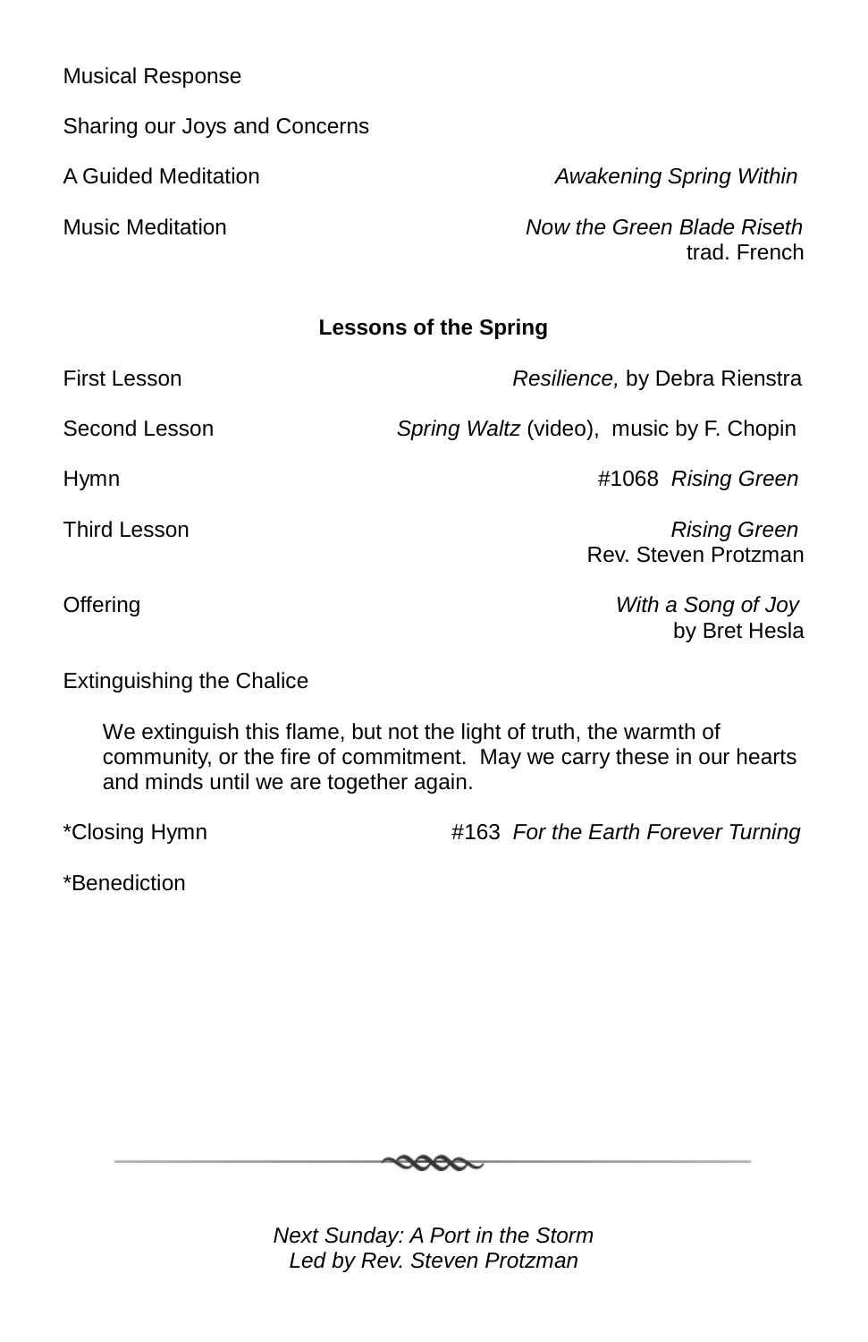Musical Response

Sharing our Joys and Concerns

A Guided Meditation *Awakening Spring Within*

Music Meditation *Now the Green Blade Riseth*
trad. French

**Lessons of the Spring**

First Lesson *Resilience,* by Debra Rienstra

Second Lesson *Spring Waltz* (video), music by F. Chopin

Hymn #1068 *Rising Green*

Third Lesson *Rising Green*
Rev. Steven Protzman

Offering *With a Song of Joy*
by Bret Hesla

Extinguishing the Chalice

> We extinguish this flame, but not the light of truth, the warmth of community, or the fire of commitment. May we carry these in our hearts and minds until we are together again.

*Closing Hymn #163 *For the Earth Forever Turning*

*Benediction

---

*Next Sunday: A Port in the Storm*
*Led by Rev. Steven Protzman*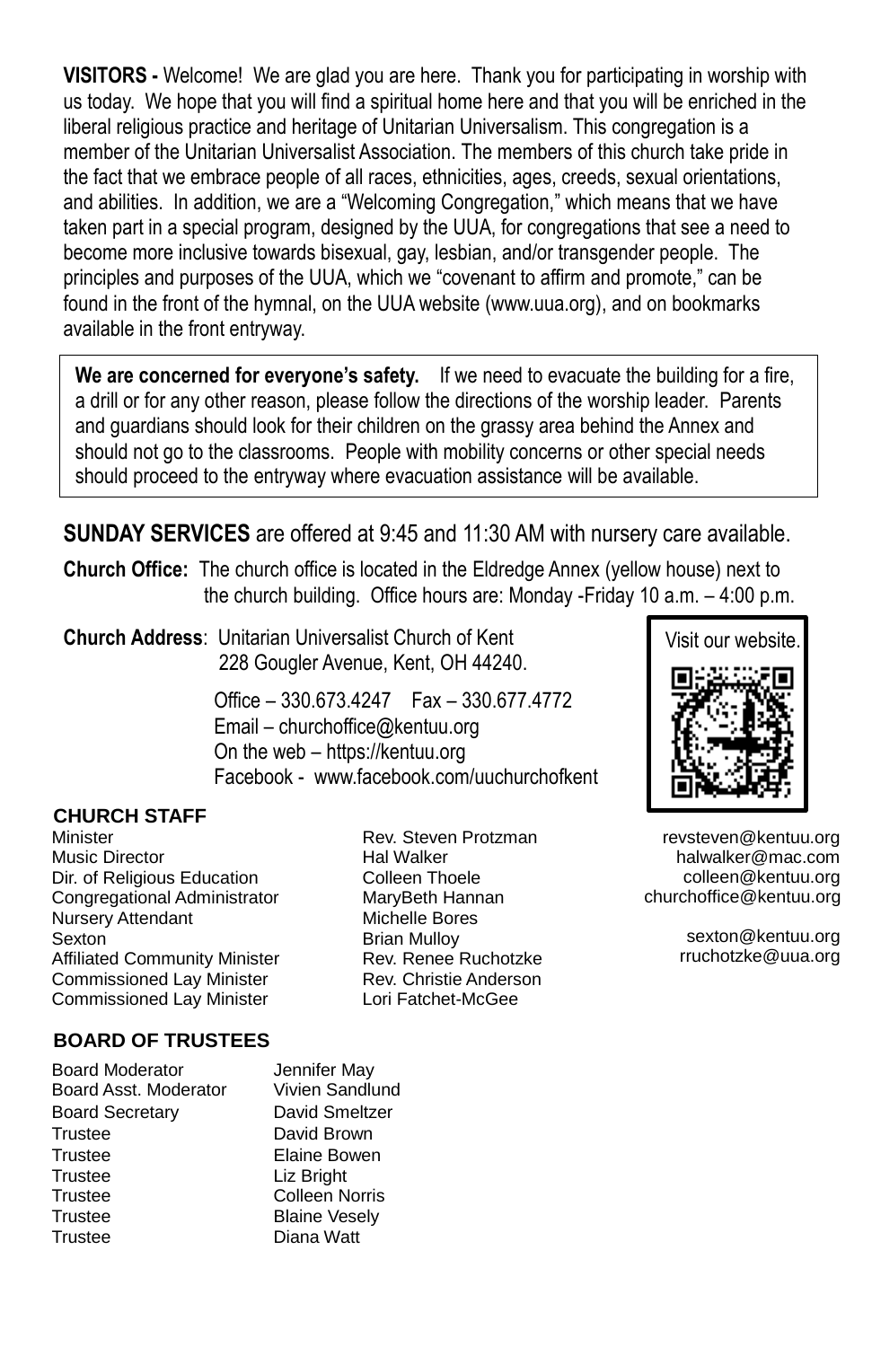**VISITORS -** Welcome! We are glad you are here. Thank you for participating in worship with us today. We hope that you will find a spiritual home here and that you will be enriched in the liberal religious practice and heritage of Unitarian Universalism. This congregation is a member of the Unitarian Universalist Association. The members of this church take pride in the fact that we embrace people of all races, ethnicities, ages, creeds, sexual orientations, and abilities. In addition, we are a "Welcoming Congregation," which means that we have taken part in a special program, designed by the UUA, for congregations that see a need to become more inclusive towards bisexual, gay, lesbian, and/or transgender people. The principles and purposes of the UUA, which we "covenant to affirm and promote," can be found in the front of the hymnal, on the UUA website (www.uua.org), and on bookmarks available in the front entryway.

**We are concerned for everyone's safety.** If we need to evacuate the building for a fire, a drill or for any other reason, please follow the directions of the worship leader. Parents and guardians should look for their children on the grassy area behind the Annex and should not go to the classrooms. People with mobility concerns or other special needs should proceed to the entryway where evacuation assistance will be available.

**SUNDAY SERVICES** are offered at 9:45 and 11:30 AM with nursery care available.

**Church Office:** The church office is located in the Eldredge Annex (yellow house) next to the church building. Office hours are: Monday -Friday 10 a.m. – 4:00 p.m.

**Church Address**: Unitarian Universalist Church of Kent
228 Gougler Avenue, Kent, OH 44240.

Office – 330.673.4247 Fax – 330.677.4772
Email – churchoffice@kentuu.org
On the web – https://kentuu.org
Facebook - www.facebook.com/uuchurchofkent

Visit our website.

## CHURCH STAFF

| | | |
|---|---|---|
| Minister | Rev. Steven Protzman | revsteven@kentuu.org |
| Music Director | Hal Walker | halwalker@mac.com |
| Dir. of Religious Education | Colleen Thoele | colleen@kentuu.org |
| Congregational Administrator | MaryBeth Hannan | churchoffice@kentuu.org |
| Nursery Attendant | Michelle Bores | |
| Sexton | Brian Mulloy | sexton@kentuu.org |
| Affiliated Community Minister | Rev. Renee Ruchotzke | rruchotzke@uua.org |
| Commissioned Lay Minister | Rev. Christie Anderson | |
| Commissioned Lay Minister | Lori Fatchet-McGee | |

## BOARD OF TRUSTEES

| | |
|---|---|
| Board Moderator | Jennifer May |
| Board Asst. Moderator | Vivien Sandlund |
| Board Secretary | David Smeltzer |
| Trustee | David Brown |
| Trustee | Elaine Bowen |
| Trustee | Liz Bright |
| Trustee | Colleen Norris |
| Trustee | Blaine Vesely |
| Trustee | Diana Watt |